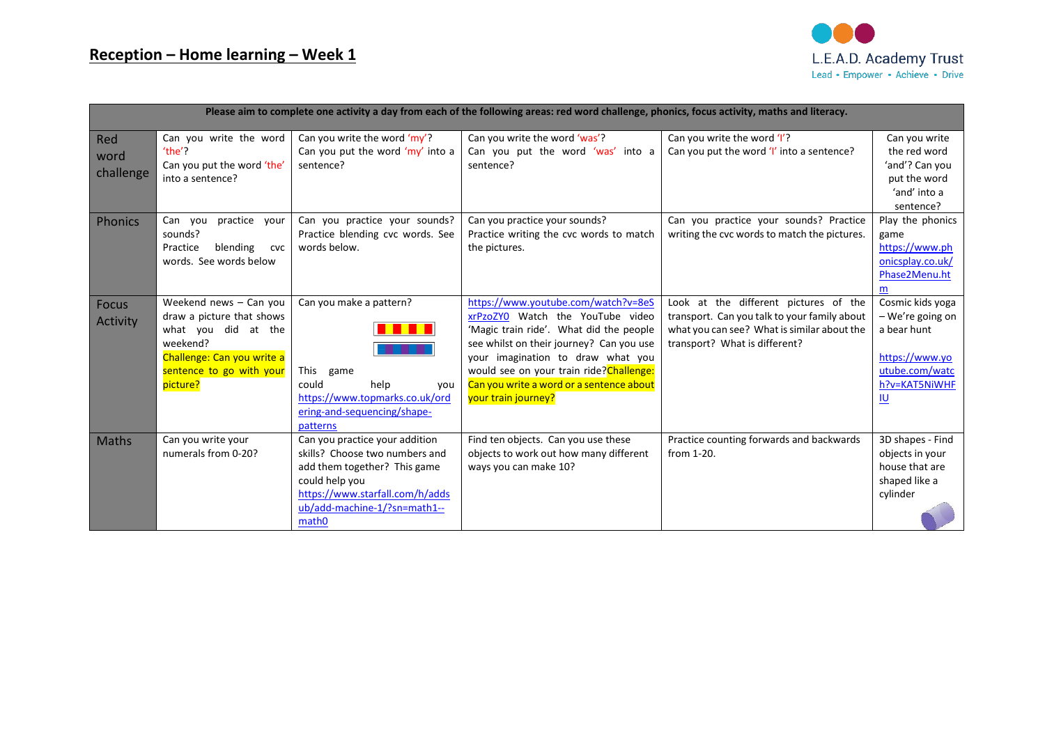## Reception – Home learning – Week 1

L.E.A.D. Academy Trust
Lead • Empower • Achieve • Drive

| Please aim to complete one activity a day from each of the following areas: red word challenge, phonics, focus activity, maths and literacy. | | | | | |
|---|---|---|---|---|---|
| Red word challenge | Can you write the word 'the'? Can you put the word 'the' into a sentence? | Can you write the word 'my'? Can you put the word 'my' into a sentence? | Can you write the word 'was'? Can you put the word 'was' into a sentence? | Can you write the word 'I'? Can you put the word 'I' into a sentence? | Can you write the red word 'and'? Can you put the word 'and' into a sentence? |
| Phonics | Can you practice your sounds? Practice blending cvc words. See words below | Can you practice your sounds? Practice blending cvc words. See words below. | Can you practice your sounds? Practice writing the cvc words to match the pictures. | Can you practice your sounds? Practice writing the cvc words to match the pictures. | Play the phonics game https://www.phonicsplay.co.uk/Phase2Menu.htm |
| Focus Activity | Weekend news – Can you draw a picture that shows what you did at the weekend? Challenge: Can you write a sentence to go with your picture? | Can you make a pattern? This game could help you https://www.topmarks.co.uk/ordering-and-sequencing/shape-patterns | https://www.youtube.com/watch?v=8eSxrPzoZY0 Watch the YouTube video 'Magic train ride'. What did the people see whilst on their journey? Can you use your imagination to draw what you would see on your train ride? Challenge: Can you write a word or a sentence about your train journey? | Look at the different pictures of the transport. Can you talk to your family about what you can see? What is similar about the transport? What is different? | Cosmic kids yoga – We're going on a bear hunt https://www.youtube.com/watch?v=KAT5NiWHFIU |
| Maths | Can you write your numerals from 0-20? | Can you practice your addition skills? Choose two numbers and add them together? This game could help you https://www.starfall.com/h/addsub/add-machine-1/?sn=math1--math0 | Find ten objects. Can you use these objects to work out how many different ways you can make 10? | Practice counting forwards and backwards from 1-20. | 3D shapes - Find objects in your house that are shaped like a cylinder |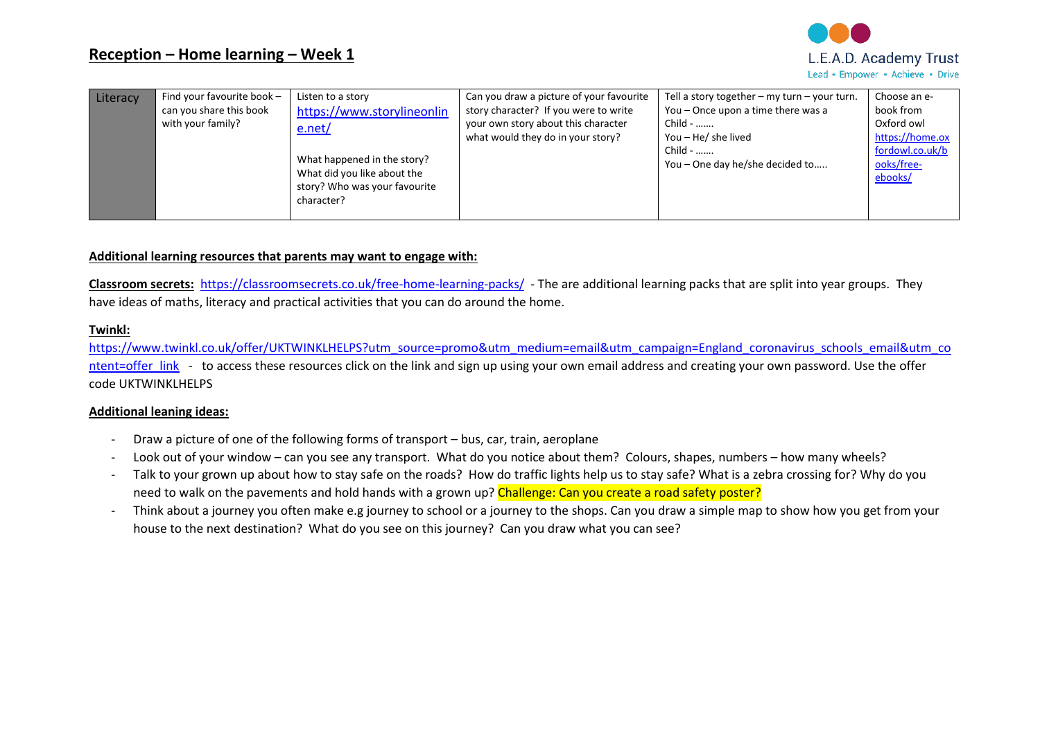## Reception – Home learning – Week 1

| Literacy | Find your favourite book – can you share this book with your family? | Listen to a story https://www.storylineonline.net/<br><br>What happened in the story? What did you like about the story? Who was your favourite character? | Can you draw a picture of your favourite story character? If you were to write your own story about this character what would they do in your story? | Tell a story together – my turn – your turn.<br>You – Once upon a time there was a<br>Child - …….<br>You – He/ she lived<br>Child - …….<br>You – One day he/she decided to….. | Choose an e-book from Oxford owl https://home.oxfordowl.co.uk/books/free-ebooks/ |
|---|---|---|---|---|---|

**Additional learning resources that parents may want to engage with:**

**Classroom secrets:** https://classroomsecrets.co.uk/free-home-learning-packs/ - The are additional learning packs that are split into year groups. They have ideas of maths, literacy and practical activities that you can do around the home.

**Twinkl:**
https://www.twinkl.co.uk/offer/UKTWINKLHELPS?utm_source=promo&utm_medium=email&utm_campaign=England_coronavirus_schools_email&utm_content=offer_link - to access these resources click on the link and sign up using your own email address and creating your own password. Use the offer code UKTWINKLHELPS

**Additional leaning ideas:**

- Draw a picture of one of the following forms of transport – bus, car, train, aeroplane
- Look out of your window – can you see any transport. What do you notice about them? Colours, shapes, numbers – how many wheels?
- Talk to your grown up about how to stay safe on the roads? How do traffic lights help us to stay safe? What is a zebra crossing for? Why do you need to walk on the pavements and hold hands with a grown up? Challenge: Can you create a road safety poster?
- Think about a journey you often make e.g journey to school or a journey to the shops. Can you draw a simple map to show how you get from your house to the next destination? What do you see on this journey? Can you draw what you can see?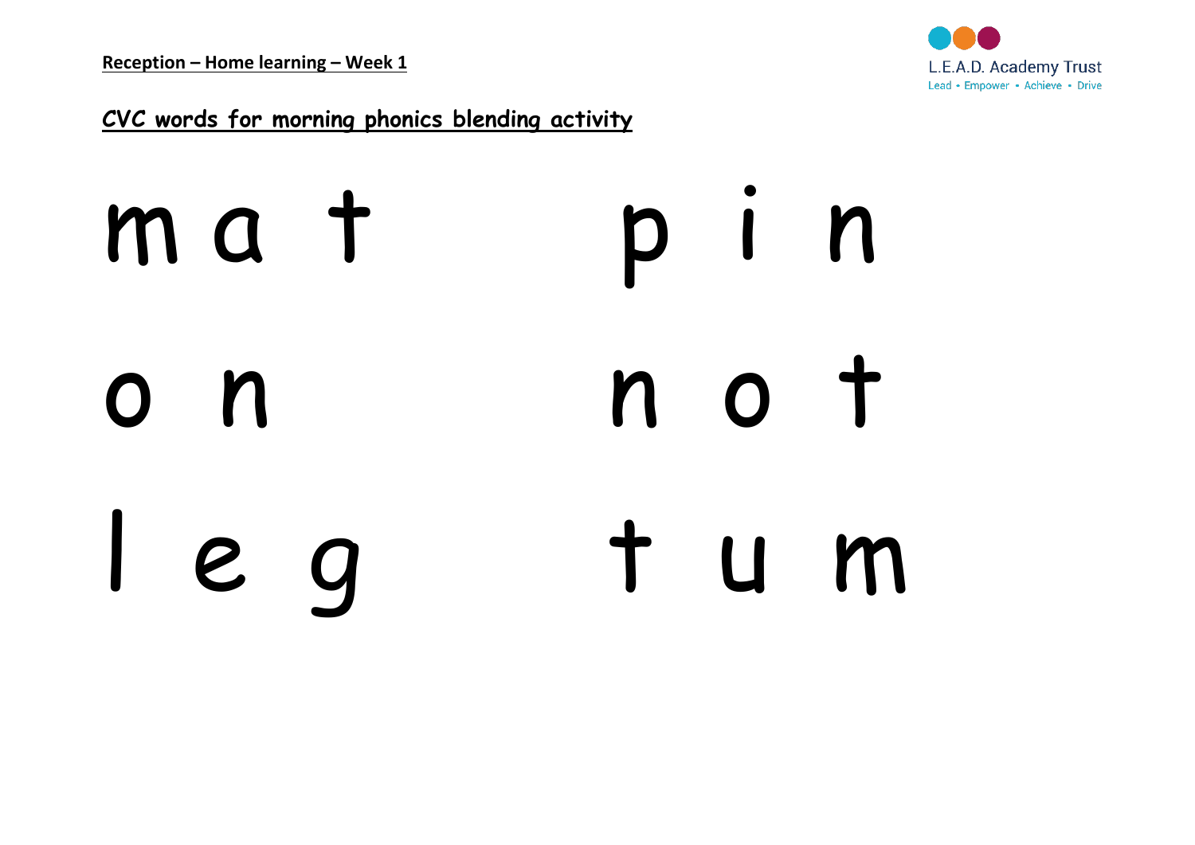**Reception – Home learning – Week 1**

L.E.A.D. Academy Trust
Lead • Empower • Achieve • Drive

## CVC words for morning phonics blending activity

| | |
|---|---|
| m a t | p i n |
| o n | n o t |
| l e g | t u m |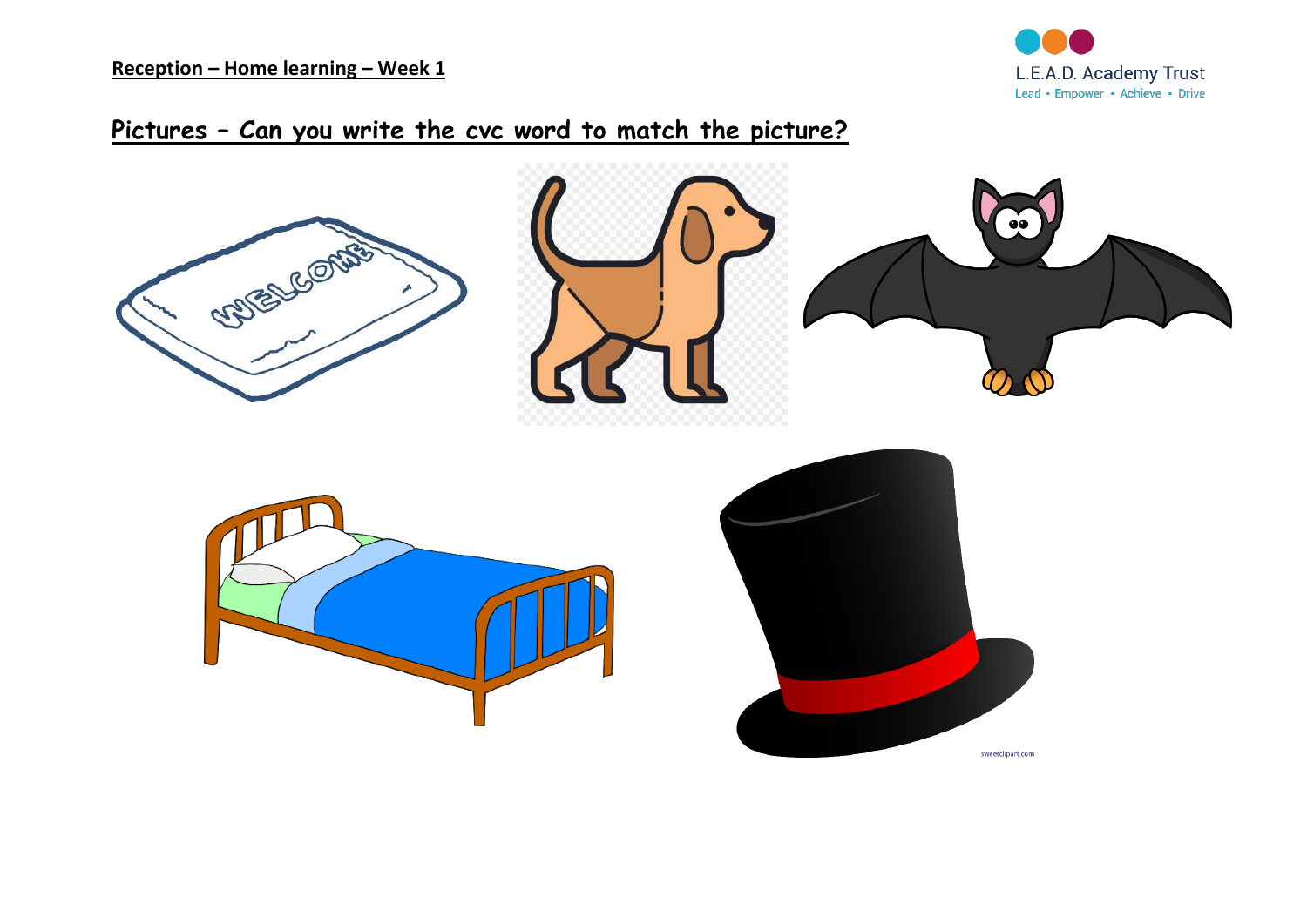**Reception – Home learning – Week 1**

## Pictures – Can you write the cvc word to match the picture?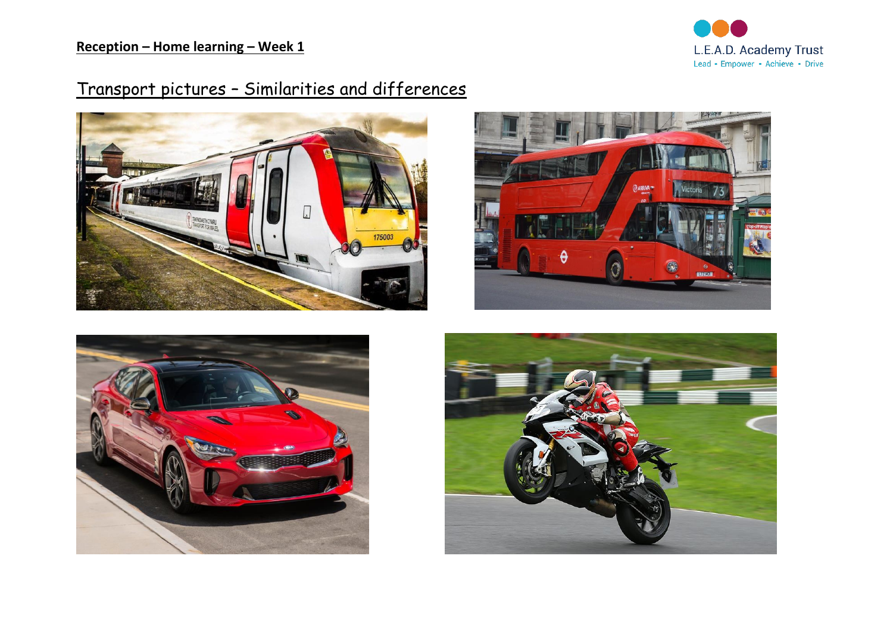**Reception – Home learning – Week 1**

L.E.A.D. Academy Trust
Lead • Empower • Achieve • Drive

## Transport pictures – Similarities and differences